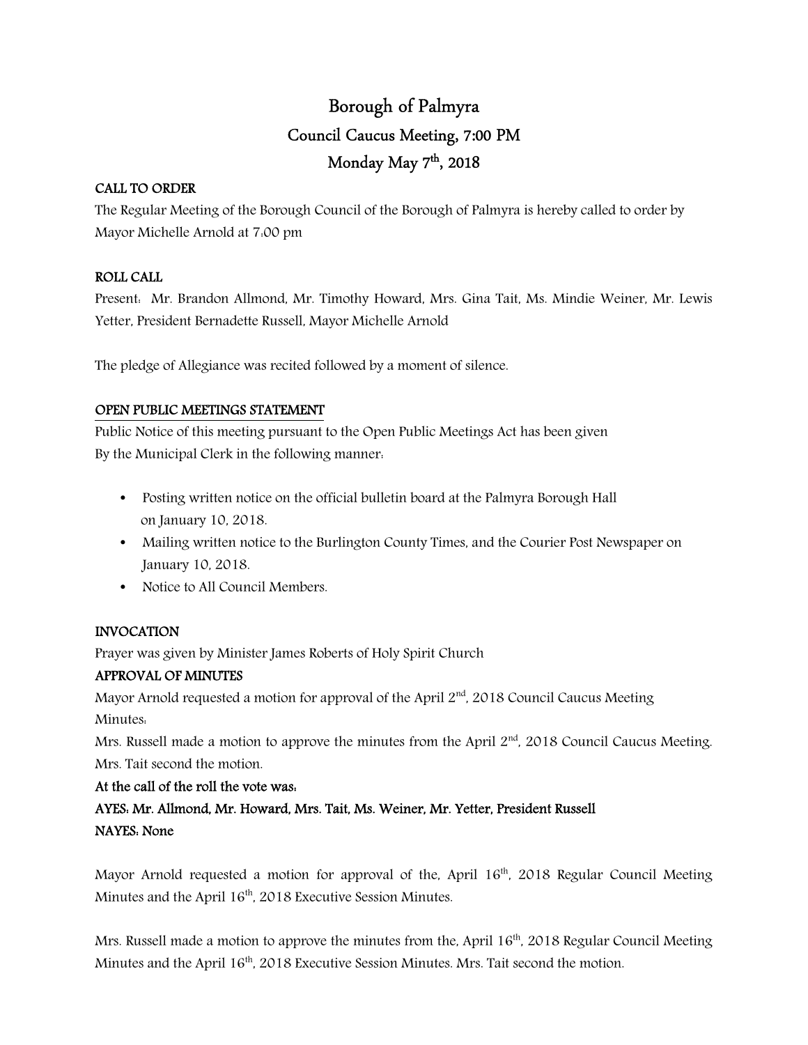# Borough of Palmyra

## Council Caucus Meeting, 7:00 PM

## Monday May 7th, 2018

**CALL TO ORDER**

The Regular Meeting of the Borough Council of the Borough of Palmyra is hereby called to order by Mayor Michelle Arnold at 7:00 pm

**ROLL CALL**

Present: Mr. Brandon Allmond, Mr. Timothy Howard, Mrs. Gina Tait, Ms. Mindie Weiner, Mr. Lewis Yetter, President Bernadette Russell, Mayor Michelle Arnold

The pledge of Allegiance was recited followed by a moment of silence.

**OPEN PUBLIC MEETINGS STATEMENT**

Public Notice of this meeting pursuant to the Open Public Meetings Act has been given
By the Municipal Clerk in the following manner:

- Posting written notice on the official bulletin board at the Palmyra Borough Hall on January 10, 2018.
- Mailing written notice to the Burlington County Times, and the Courier Post Newspaper on January 10, 2018.
- Notice to All Council Members.

**INVOCATION**

Prayer was given by Minister James Roberts of Holy Spirit Church

**APPROVAL OF MINUTES**

Mayor Arnold requested a motion for approval of the April 2nd, 2018 Council Caucus Meeting Minutes:

Mrs. Russell made a motion to approve the minutes from the April 2nd, 2018 Council Caucus Meeting. Mrs. Tait second the motion.

**At the call of the roll the vote was:**

**AYES: Mr. Allmond, Mr. Howard, Mrs. Tait, Ms. Weiner, Mr. Yetter, President Russell**

**NAYES: None**

Mayor Arnold requested a motion for approval of the, April 16th, 2018 Regular Council Meeting Minutes and the April 16th, 2018 Executive Session Minutes.

Mrs. Russell made a motion to approve the minutes from the, April 16th, 2018 Regular Council Meeting Minutes and the April 16th, 2018 Executive Session Minutes. Mrs. Tait second the motion.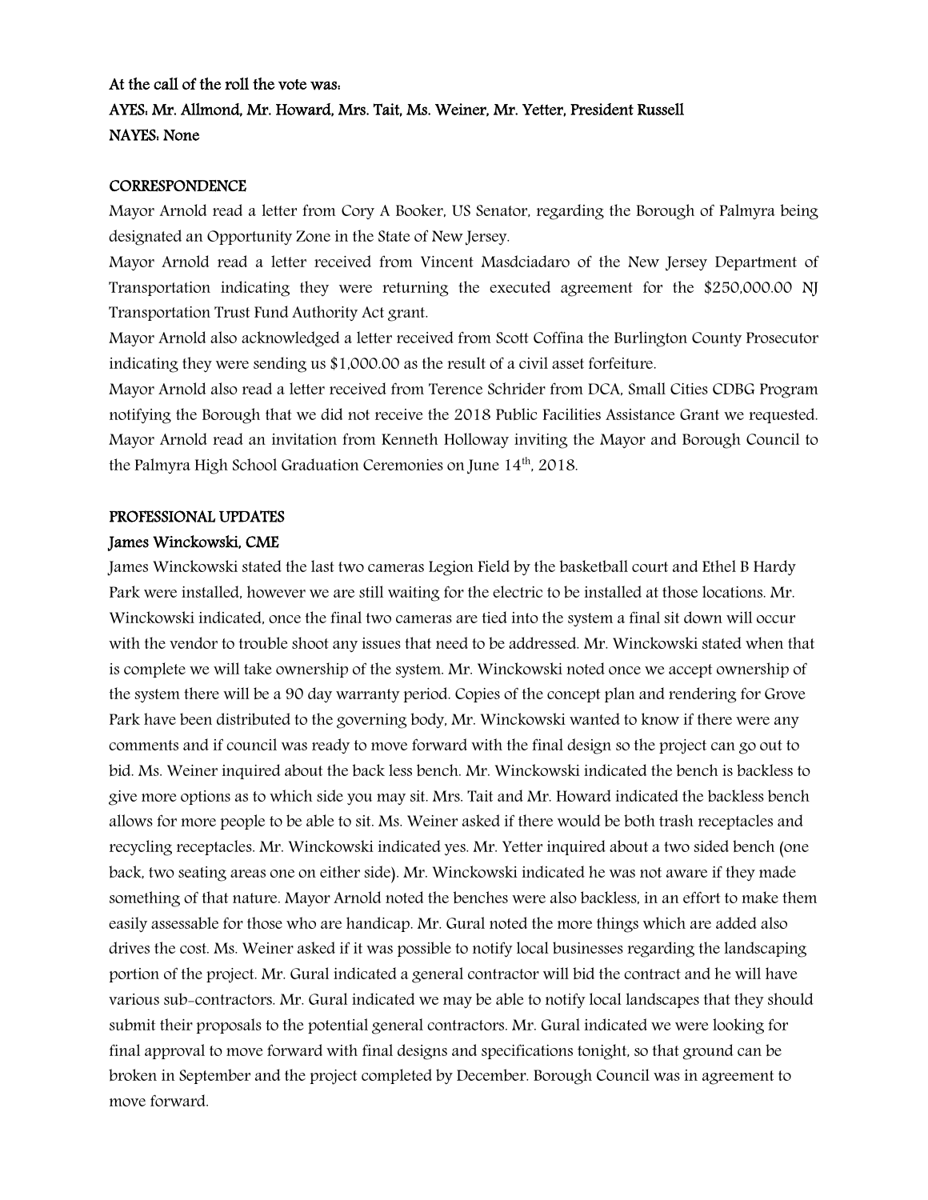**At the call of the roll the vote was:**
**AYES: Mr. Allmond, Mr. Howard, Mrs. Tait, Ms. Weiner, Mr. Yetter, President Russell**
**NAYES: None**

**CORRESPONDENCE**

Mayor Arnold read a letter from Cory A Booker, US Senator, regarding the Borough of Palmyra being designated an Opportunity Zone in the State of New Jersey.

Mayor Arnold read a letter received from Vincent Masdciadaro of the New Jersey Department of Transportation indicating they were returning the executed agreement for the $250,000.00 NJ Transportation Trust Fund Authority Act grant.

Mayor Arnold also acknowledged a letter received from Scott Coffina the Burlington County Prosecutor indicating they were sending us $1,000.00 as the result of a civil asset forfeiture.

Mayor Arnold also read a letter received from Terence Schrider from DCA, Small Cities CDBG Program notifying the Borough that we did not receive the 2018 Public Facilities Assistance Grant we requested.

Mayor Arnold read an invitation from Kenneth Holloway inviting the Mayor and Borough Council to the Palmyra High School Graduation Ceremonies on June 14th, 2018.

**PROFESSIONAL UPDATES**

**James Winckowski, CME**

James Winckowski stated the last two cameras Legion Field by the basketball court and Ethel B Hardy Park were installed, however we are still waiting for the electric to be installed at those locations. Mr. Winckowski indicated, once the final two cameras are tied into the system a final sit down will occur with the vendor to trouble shoot any issues that need to be addressed. Mr. Winckowski stated when that is complete we will take ownership of the system. Mr. Winckowski noted once we accept ownership of the system there will be a 90 day warranty period. Copies of the concept plan and rendering for Grove Park have been distributed to the governing body, Mr. Winckowski wanted to know if there were any comments and if council was ready to move forward with the final design so the project can go out to bid. Ms. Weiner inquired about the back less bench. Mr. Winckowski indicated the bench is backless to give more options as to which side you may sit. Mrs. Tait and Mr. Howard indicated the backless bench allows for more people to be able to sit. Ms. Weiner asked if there would be both trash receptacles and recycling receptacles. Mr. Winckowski indicated yes. Mr. Yetter inquired about a two sided bench (one back, two seating areas one on either side). Mr. Winckowski indicated he was not aware if they made something of that nature. Mayor Arnold noted the benches were also backless, in an effort to make them easily assessable for those who are handicap. Mr. Gural noted the more things which are added also drives the cost. Ms. Weiner asked if it was possible to notify local businesses regarding the landscaping portion of the project. Mr. Gural indicated a general contractor will bid the contract and he will have various sub-contractors. Mr. Gural indicated we may be able to notify local landscapes that they should submit their proposals to the potential general contractors. Mr. Gural indicated we were looking for final approval to move forward with final designs and specifications tonight, so that ground can be broken in September and the project completed by December. Borough Council was in agreement to move forward.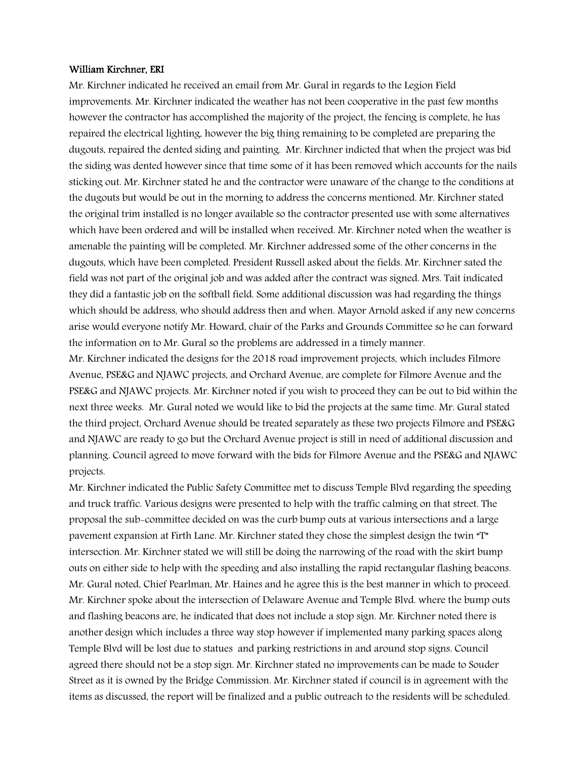**William Kirchner, ERI**

Mr. Kirchner indicated he received an email from Mr. Gural in regards to the Legion Field improvements. Mr. Kirchner indicated the weather has not been cooperative in the past few months however the contractor has accomplished the majority of the project, the fencing is complete, he has repaired the electrical lighting, however the big thing remaining to be completed are preparing the dugouts, repaired the dented siding and painting. Mr. Kirchner indicted that when the project was bid the siding was dented however since that time some of it has been removed which accounts for the nails sticking out. Mr. Kirchner stated he and the contractor were unaware of the change to the conditions at the dugouts but would be out in the morning to address the concerns mentioned. Mr. Kirchner stated the original trim installed is no longer available so the contractor presented use with some alternatives which have been ordered and will be installed when received. Mr. Kirchner noted when the weather is amenable the painting will be completed. Mr. Kirchner addressed some of the other concerns in the dugouts, which have been completed. President Russell asked about the fields. Mr. Kirchner sated the field was not part of the original job and was added after the contract was signed. Mrs. Tait indicated they did a fantastic job on the softball field. Some additional discussion was had regarding the things which should be address, who should address then and when. Mayor Arnold asked if any new concerns arise would everyone notify Mr. Howard, chair of the Parks and Grounds Committee so he can forward the information on to Mr. Gural so the problems are addressed in a timely manner.

Mr. Kirchner indicated the designs for the 2018 road improvement projects, which includes Filmore Avenue, PSE&G and NJAWC projects, and Orchard Avenue, are complete for Filmore Avenue and the PSE&G and NJAWC projects. Mr. Kirchner noted if you wish to proceed they can be out to bid within the next three weeks. Mr. Gural noted we would like to bid the projects at the same time. Mr. Gural stated the third project, Orchard Avenue should be treated separately as these two projects Filmore and PSE&G and NJAWC are ready to go but the Orchard Avenue project is still in need of additional discussion and planning. Council agreed to move forward with the bids for Filmore Avenue and the PSE&G and NJAWC projects.

Mr. Kirchner indicated the Public Safety Committee met to discuss Temple Blvd regarding the speeding and truck traffic. Various designs were presented to help with the traffic calming on that street. The proposal the sub-committee decided on was the curb bump outs at various intersections and a large pavement expansion at Firth Lane. Mr. Kirchner stated they chose the simplest design the twin "T" intersection. Mr. Kirchner stated we will still be doing the narrowing of the road with the skirt bump outs on either side to help with the speeding and also installing the rapid rectangular flashing beacons. Mr. Gural noted, Chief Pearlman, Mr. Haines and he agree this is the best manner in which to proceed. Mr. Kirchner spoke about the intersection of Delaware Avenue and Temple Blvd. where the bump outs and flashing beacons are, he indicated that does not include a stop sign. Mr. Kirchner noted there is another design which includes a three way stop however if implemented many parking spaces along Temple Blvd will be lost due to statues and parking restrictions in and around stop signs. Council agreed there should not be a stop sign. Mr. Kirchner stated no improvements can be made to Souder Street as it is owned by the Bridge Commission. Mr. Kirchner stated if council is in agreement with the items as discussed, the report will be finalized and a public outreach to the residents will be scheduled.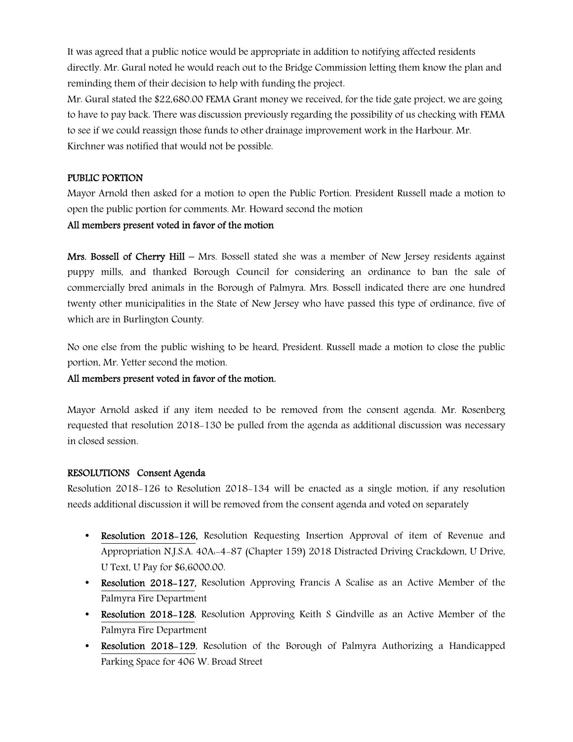It was agreed that a public notice would be appropriate in addition to notifying affected residents directly. Mr. Gural noted he would reach out to the Bridge Commission letting them know the plan and reminding them of their decision to help with funding the project.

Mr. Gural stated the $22,680.00 FEMA Grant money we received, for the tide gate project, we are going to have to pay back. There was discussion previously regarding the possibility of us checking with FEMA to see if we could reassign those funds to other drainage improvement work in the Harbour. Mr. Kirchner was notified that would not be possible.

**PUBLIC PORTION**

Mayor Arnold then asked for a motion to open the Public Portion. President Russell made a motion to open the public portion for comments. Mr. Howard second the motion

**All members present voted in favor of the motion**

**Mrs. Bossell of Cherry Hill** – Mrs. Bossell stated she was a member of New Jersey residents against puppy mills, and thanked Borough Council for considering an ordinance to ban the sale of commercially bred animals in the Borough of Palmyra. Mrs. Bossell indicated there are one hundred twenty other municipalities in the State of New Jersey who have passed this type of ordinance, five of which are in Burlington County.

No one else from the public wishing to be heard, President. Russell made a motion to close the public portion, Mr. Yetter second the motion.

**All members present voted in favor of the motion.**

Mayor Arnold asked if any item needed to be removed from the consent agenda. Mr. Rosenberg requested that resolution 2018-130 be pulled from the agenda as additional discussion was necessary in closed session.

**RESOLUTIONS Consent Agenda**

Resolution 2018-126 to Resolution 2018-134 will be enacted as a single motion, if any resolution needs additional discussion it will be removed from the consent agenda and voted on separately

- **Resolution 2018-126,** Resolution Requesting Insertion Approval of item of Revenue and Appropriation N.J.S.A. 40A:-4-87 (Chapter 159) 2018 Distracted Driving Crackdown, U Drive, U Text, U Pay for $6,6000.00.
- **Resolution 2018-127,** Resolution Approving Francis A Scalise as an Active Member of the Palmyra Fire Department
- **Resolution 2018-128**, Resolution Approving Keith S Gindville as an Active Member of the Palmyra Fire Department
- **Resolution 2018-129**, Resolution of the Borough of Palmyra Authorizing a Handicapped Parking Space for 406 W. Broad Street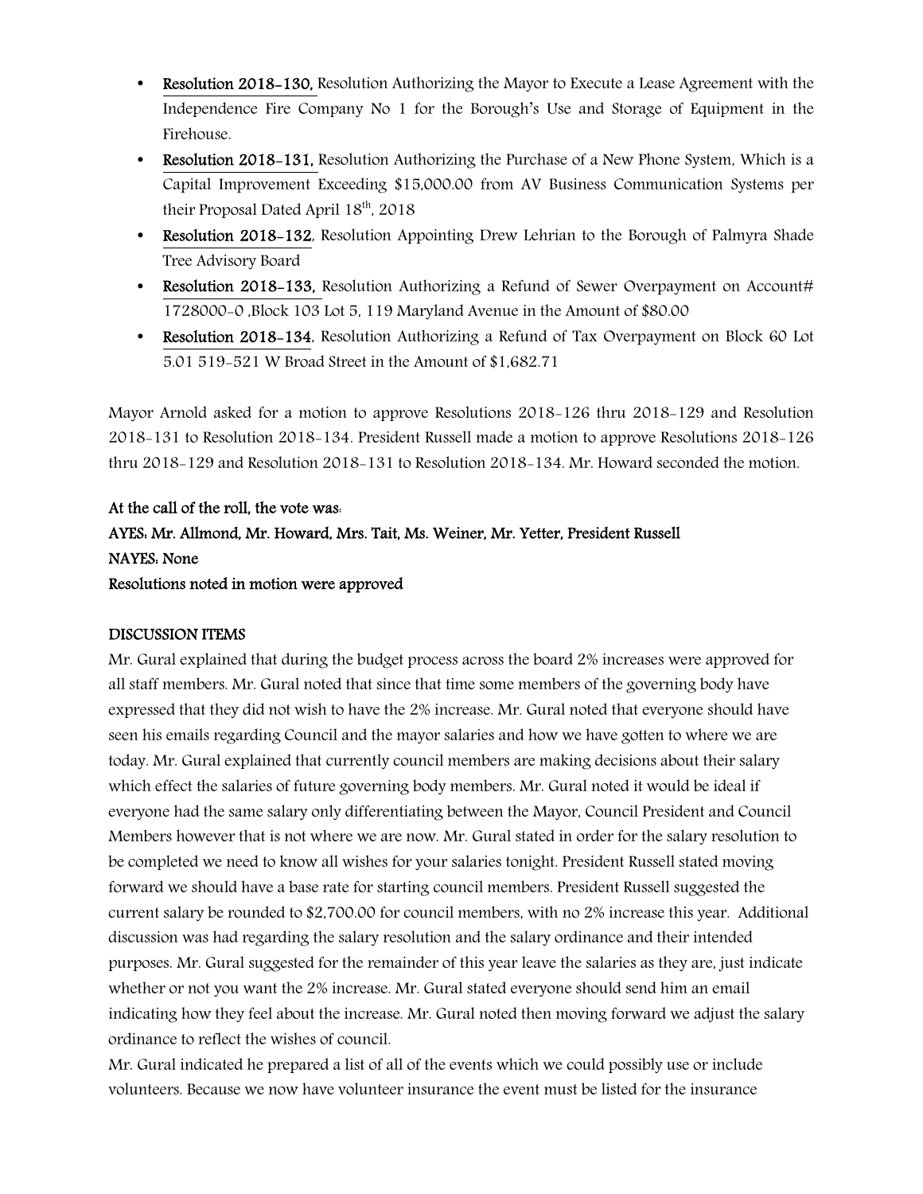- **Resolution 2018-130,** Resolution Authorizing the Mayor to Execute a Lease Agreement with the Independence Fire Company No 1 for the Borough's Use and Storage of Equipment in the Firehouse.
- **Resolution 2018-131,** Resolution Authorizing the Purchase of a New Phone System, Which is a Capital Improvement Exceeding $15,000.00 from AV Business Communication Systems per their Proposal Dated April 18th, 2018
- **Resolution 2018-132**, Resolution Appointing Drew Lehrian to the Borough of Palmyra Shade Tree Advisory Board
- **Resolution 2018-133,** Resolution Authorizing a Refund of Sewer Overpayment on Account# 1728000-0 ,Block 103 Lot 5, 119 Maryland Avenue in the Amount of $80.00
- **Resolution 2018-134**, Resolution Authorizing a Refund of Tax Overpayment on Block 60 Lot 5.01 519-521 W Broad Street in the Amount of $1,682.71

Mayor Arnold asked for a motion to approve Resolutions 2018-126 thru 2018-129 and Resolution 2018-131 to Resolution 2018-134. President Russell made a motion to approve Resolutions 2018-126 thru 2018-129 and Resolution 2018-131 to Resolution 2018-134. Mr. Howard seconded the motion.

**At the call of the roll, the vote was:**
**AYES: Mr. Allmond, Mr. Howard, Mrs. Tait, Ms. Weiner, Mr. Yetter, President Russell**
**NAYES: None**
**Resolutions noted in motion were approved**

**DISCUSSION ITEMS**

Mr. Gural explained that during the budget process across the board 2% increases were approved for all staff members. Mr. Gural noted that since that time some members of the governing body have expressed that they did not wish to have the 2% increase. Mr. Gural noted that everyone should have seen his emails regarding Council and the mayor salaries and how we have gotten to where we are today. Mr. Gural explained that currently council members are making decisions about their salary which effect the salaries of future governing body members. Mr. Gural noted it would be ideal if everyone had the same salary only differentiating between the Mayor, Council President and Council Members however that is not where we are now. Mr. Gural stated in order for the salary resolution to be completed we need to know all wishes for your salaries tonight. President Russell stated moving forward we should have a base rate for starting council members. President Russell suggested the current salary be rounded to $2,700.00 for council members, with no 2% increase this year. Additional discussion was had regarding the salary resolution and the salary ordinance and their intended purposes. Mr. Gural suggested for the remainder of this year leave the salaries as they are, just indicate whether or not you want the 2% increase. Mr. Gural stated everyone should send him an email indicating how they feel about the increase. Mr. Gural noted then moving forward we adjust the salary ordinance to reflect the wishes of council.

Mr. Gural indicated he prepared a list of all of the events which we could possibly use or include volunteers. Because we now have volunteer insurance the event must be listed for the insurance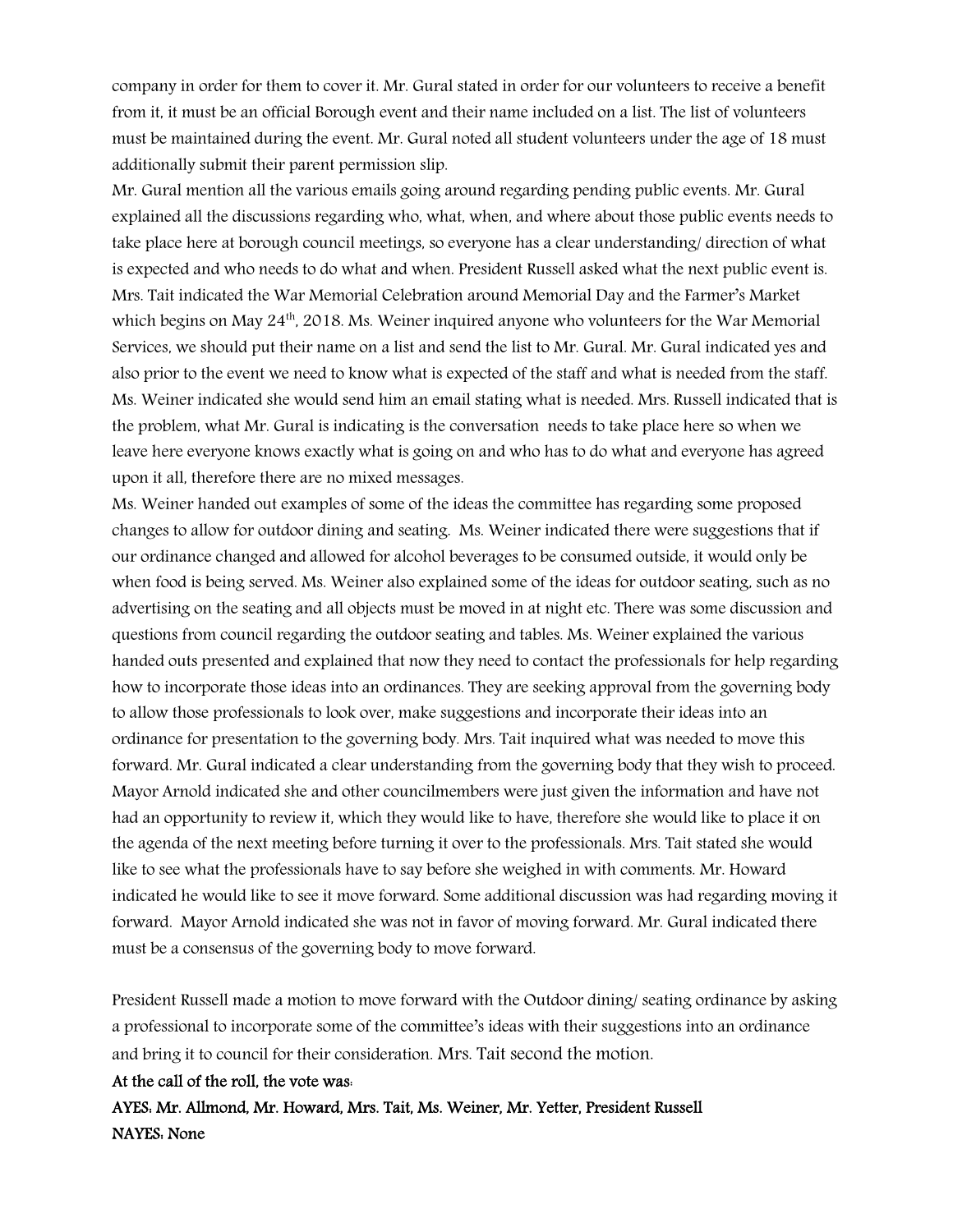company in order for them to cover it. Mr. Gural stated in order for our volunteers to receive a benefit from it, it must be an official Borough event and their name included on a list. The list of volunteers must be maintained during the event. Mr. Gural noted all student volunteers under the age of 18 must additionally submit their parent permission slip.

Mr. Gural mention all the various emails going around regarding pending public events. Mr. Gural explained all the discussions regarding who, what, when, and where about those public events needs to take place here at borough council meetings, so everyone has a clear understanding/ direction of what is expected and who needs to do what and when. President Russell asked what the next public event is. Mrs. Tait indicated the War Memorial Celebration around Memorial Day and the Farmer's Market which begins on May 24th, 2018. Ms. Weiner inquired anyone who volunteers for the War Memorial Services, we should put their name on a list and send the list to Mr. Gural. Mr. Gural indicated yes and also prior to the event we need to know what is expected of the staff and what is needed from the staff. Ms. Weiner indicated she would send him an email stating what is needed. Mrs. Russell indicated that is the problem, what Mr. Gural is indicating is the conversation needs to take place here so when we leave here everyone knows exactly what is going on and who has to do what and everyone has agreed upon it all, therefore there are no mixed messages.

Ms. Weiner handed out examples of some of the ideas the committee has regarding some proposed changes to allow for outdoor dining and seating. Ms. Weiner indicated there were suggestions that if our ordinance changed and allowed for alcohol beverages to be consumed outside, it would only be when food is being served. Ms. Weiner also explained some of the ideas for outdoor seating, such as no advertising on the seating and all objects must be moved in at night etc. There was some discussion and questions from council regarding the outdoor seating and tables. Ms. Weiner explained the various handed outs presented and explained that now they need to contact the professionals for help regarding how to incorporate those ideas into an ordinances. They are seeking approval from the governing body to allow those professionals to look over, make suggestions and incorporate their ideas into an ordinance for presentation to the governing body. Mrs. Tait inquired what was needed to move this forward. Mr. Gural indicated a clear understanding from the governing body that they wish to proceed. Mayor Arnold indicated she and other councilmembers were just given the information and have not had an opportunity to review it, which they would like to have, therefore she would like to place it on the agenda of the next meeting before turning it over to the professionals. Mrs. Tait stated she would like to see what the professionals have to say before she weighed in with comments. Mr. Howard indicated he would like to see it move forward. Some additional discussion was had regarding moving it forward. Mayor Arnold indicated she was not in favor of moving forward. Mr. Gural indicated there must be a consensus of the governing body to move forward.

President Russell made a motion to move forward with the Outdoor dining/ seating ordinance by asking a professional to incorporate some of the committee's ideas with their suggestions into an ordinance and bring it to council for their consideration. Mrs. Tait second the motion.

**At the call of the roll, the vote was:**

**AYES: Mr. Allmond, Mr. Howard, Mrs. Tait, Ms. Weiner, Mr. Yetter, President Russell**

**NAYES: None**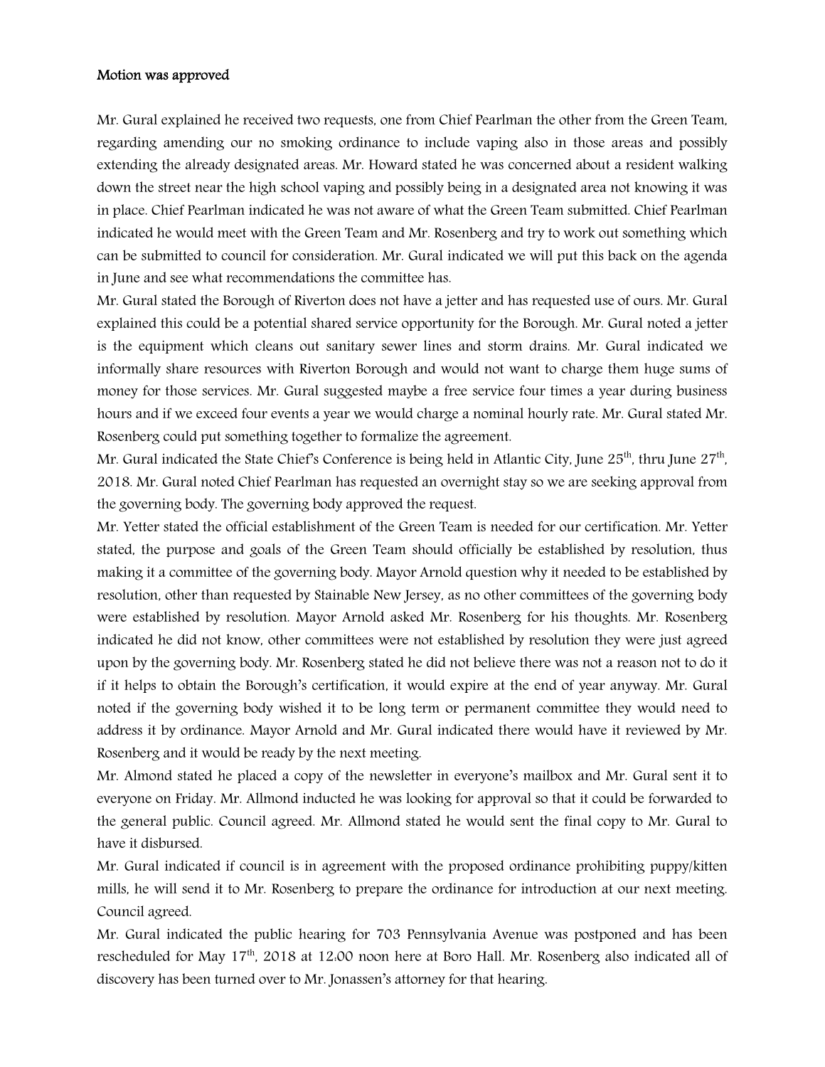**Motion was approved**

Mr. Gural explained he received two requests, one from Chief Pearlman the other from the Green Team, regarding amending our no smoking ordinance to include vaping also in those areas and possibly extending the already designated areas. Mr. Howard stated he was concerned about a resident walking down the street near the high school vaping and possibly being in a designated area not knowing it was in place. Chief Pearlman indicated he was not aware of what the Green Team submitted. Chief Pearlman indicated he would meet with the Green Team and Mr. Rosenberg and try to work out something which can be submitted to council for consideration. Mr. Gural indicated we will put this back on the agenda in June and see what recommendations the committee has.

Mr. Gural stated the Borough of Riverton does not have a jetter and has requested use of ours. Mr. Gural explained this could be a potential shared service opportunity for the Borough. Mr. Gural noted a jetter is the equipment which cleans out sanitary sewer lines and storm drains. Mr. Gural indicated we informally share resources with Riverton Borough and would not want to charge them huge sums of money for those services. Mr. Gural suggested maybe a free service four times a year during business hours and if we exceed four events a year we would charge a nominal hourly rate. Mr. Gural stated Mr. Rosenberg could put something together to formalize the agreement.

Mr. Gural indicated the State Chief's Conference is being held in Atlantic City, June 25th, thru June 27th, 2018. Mr. Gural noted Chief Pearlman has requested an overnight stay so we are seeking approval from the governing body. The governing body approved the request.

Mr. Yetter stated the official establishment of the Green Team is needed for our certification. Mr. Yetter stated, the purpose and goals of the Green Team should officially be established by resolution, thus making it a committee of the governing body. Mayor Arnold question why it needed to be established by resolution, other than requested by Stainable New Jersey, as no other committees of the governing body were established by resolution. Mayor Arnold asked Mr. Rosenberg for his thoughts. Mr. Rosenberg indicated he did not know, other committees were not established by resolution they were just agreed upon by the governing body. Mr. Rosenberg stated he did not believe there was not a reason not to do it if it helps to obtain the Borough's certification, it would expire at the end of year anyway. Mr. Gural noted if the governing body wished it to be long term or permanent committee they would need to address it by ordinance. Mayor Arnold and Mr. Gural indicated there would have it reviewed by Mr. Rosenberg and it would be ready by the next meeting.

Mr. Almond stated he placed a copy of the newsletter in everyone's mailbox and Mr. Gural sent it to everyone on Friday. Mr. Allmond inducted he was looking for approval so that it could be forwarded to the general public. Council agreed. Mr. Allmond stated he would sent the final copy to Mr. Gural to have it disbursed.

Mr. Gural indicated if council is in agreement with the proposed ordinance prohibiting puppy/kitten mills, he will send it to Mr. Rosenberg to prepare the ordinance for introduction at our next meeting. Council agreed.

Mr. Gural indicated the public hearing for 703 Pennsylvania Avenue was postponed and has been rescheduled for May 17th, 2018 at 12:00 noon here at Boro Hall. Mr. Rosenberg also indicated all of discovery has been turned over to Mr. Jonassen's attorney for that hearing.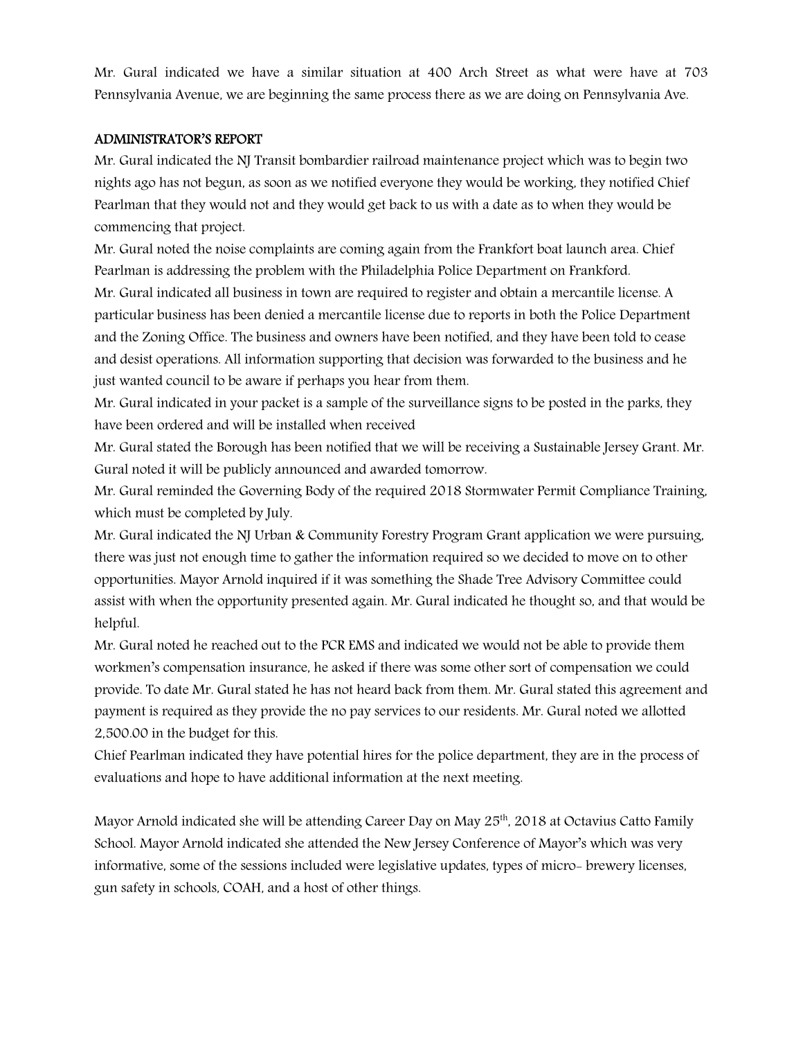Mr. Gural indicated we have a similar situation at 400 Arch Street as what were have at 703 Pennsylvania Avenue, we are beginning the same process there as we are doing on Pennsylvania Ave.

## ADMINISTRATOR'S REPORT

Mr. Gural indicated the NJ Transit bombardier railroad maintenance project which was to begin two nights ago has not begun, as soon as we notified everyone they would be working, they notified Chief Pearlman that they would not and they would get back to us with a date as to when they would be commencing that project.

Mr. Gural noted the noise complaints are coming again from the Frankfort boat launch area. Chief Pearlman is addressing the problem with the Philadelphia Police Department on Frankford.

Mr. Gural indicated all business in town are required to register and obtain a mercantile license. A particular business has been denied a mercantile license due to reports in both the Police Department and the Zoning Office. The business and owners have been notified, and they have been told to cease and desist operations. All information supporting that decision was forwarded to the business and he just wanted council to be aware if perhaps you hear from them.

Mr. Gural indicated in your packet is a sample of the surveillance signs to be posted in the parks, they have been ordered and will be installed when received

Mr. Gural stated the Borough has been notified that we will be receiving a Sustainable Jersey Grant. Mr. Gural noted it will be publicly announced and awarded tomorrow.

Mr. Gural reminded the Governing Body of the required 2018 Stormwater Permit Compliance Training, which must be completed by July.

Mr. Gural indicated the NJ Urban & Community Forestry Program Grant application we were pursuing, there was just not enough time to gather the information required so we decided to move on to other opportunities. Mayor Arnold inquired if it was something the Shade Tree Advisory Committee could assist with when the opportunity presented again. Mr. Gural indicated he thought so, and that would be helpful.

Mr. Gural noted he reached out to the PCR EMS and indicated we would not be able to provide them workmen's compensation insurance, he asked if there was some other sort of compensation we could provide. To date Mr. Gural stated he has not heard back from them. Mr. Gural stated this agreement and payment is required as they provide the no pay services to our residents. Mr. Gural noted we allotted 2,500.00 in the budget for this.

Chief Pearlman indicated they have potential hires for the police department, they are in the process of evaluations and hope to have additional information at the next meeting.

Mayor Arnold indicated she will be attending Career Day on May 25th, 2018 at Octavius Catto Family School. Mayor Arnold indicated she attended the New Jersey Conference of Mayor's which was very informative, some of the sessions included were legislative updates, types of micro- brewery licenses, gun safety in schools, COAH, and a host of other things.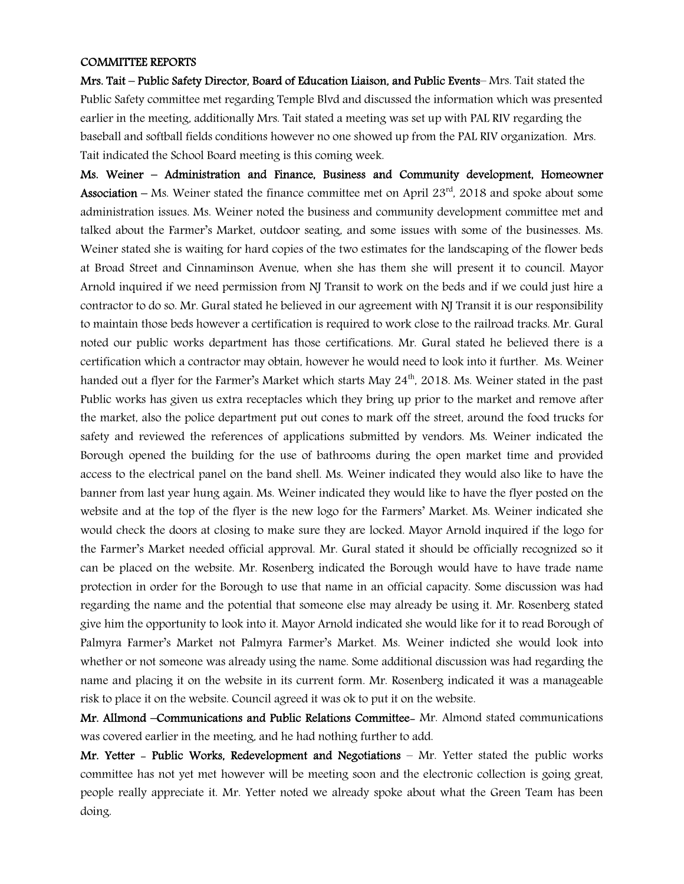**COMMITTEE REPORTS**

**Mrs. Tait – Public Safety Director, Board of Education Liaison, and Public Events**– Mrs. Tait stated the Public Safety committee met regarding Temple Blvd and discussed the information which was presented earlier in the meeting, additionally Mrs. Tait stated a meeting was set up with PAL RIV regarding the baseball and softball fields conditions however no one showed up from the PAL RIV organization. Mrs. Tait indicated the School Board meeting is this coming week.

**Ms. Weiner – Administration and Finance, Business and Community development, Homeowner Association** – Ms. Weiner stated the finance committee met on April 23rd, 2018 and spoke about some administration issues. Ms. Weiner noted the business and community development committee met and talked about the Farmer's Market, outdoor seating, and some issues with some of the businesses. Ms. Weiner stated she is waiting for hard copies of the two estimates for the landscaping of the flower beds at Broad Street and Cinnaminson Avenue, when she has them she will present it to council. Mayor Arnold inquired if we need permission from NJ Transit to work on the beds and if we could just hire a contractor to do so. Mr. Gural stated he believed in our agreement with NJ Transit it is our responsibility to maintain those beds however a certification is required to work close to the railroad tracks. Mr. Gural noted our public works department has those certifications. Mr. Gural stated he believed there is a certification which a contractor may obtain, however he would need to look into it further. Ms. Weiner handed out a flyer for the Farmer's Market which starts May 24th, 2018. Ms. Weiner stated in the past Public works has given us extra receptacles which they bring up prior to the market and remove after the market, also the police department put out cones to mark off the street, around the food trucks for safety and reviewed the references of applications submitted by vendors. Ms. Weiner indicated the Borough opened the building for the use of bathrooms during the open market time and provided access to the electrical panel on the band shell. Ms. Weiner indicated they would also like to have the banner from last year hung again. Ms. Weiner indicated they would like to have the flyer posted on the website and at the top of the flyer is the new logo for the Farmers' Market. Ms. Weiner indicated she would check the doors at closing to make sure they are locked. Mayor Arnold inquired if the logo for the Farmer's Market needed official approval. Mr. Gural stated it should be officially recognized so it can be placed on the website. Mr. Rosenberg indicated the Borough would have to have trade name protection in order for the Borough to use that name in an official capacity. Some discussion was had regarding the name and the potential that someone else may already be using it. Mr. Rosenberg stated give him the opportunity to look into it. Mayor Arnold indicated she would like for it to read Borough of Palmyra Farmer's Market not Palmyra Farmer's Market. Ms. Weiner indicted she would look into whether or not someone was already using the name. Some additional discussion was had regarding the name and placing it on the website in its current form. Mr. Rosenberg indicated it was a manageable risk to place it on the website. Council agreed it was ok to put it on the website.

**Mr. Allmond –Communications and Public Relations Committee-** Mr. Almond stated communications was covered earlier in the meeting, and he had nothing further to add.

**Mr. Yetter - Public Works, Redevelopment and Negotiations** – Mr. Yetter stated the public works committee has not yet met however will be meeting soon and the electronic collection is going great, people really appreciate it. Mr. Yetter noted we already spoke about what the Green Team has been doing.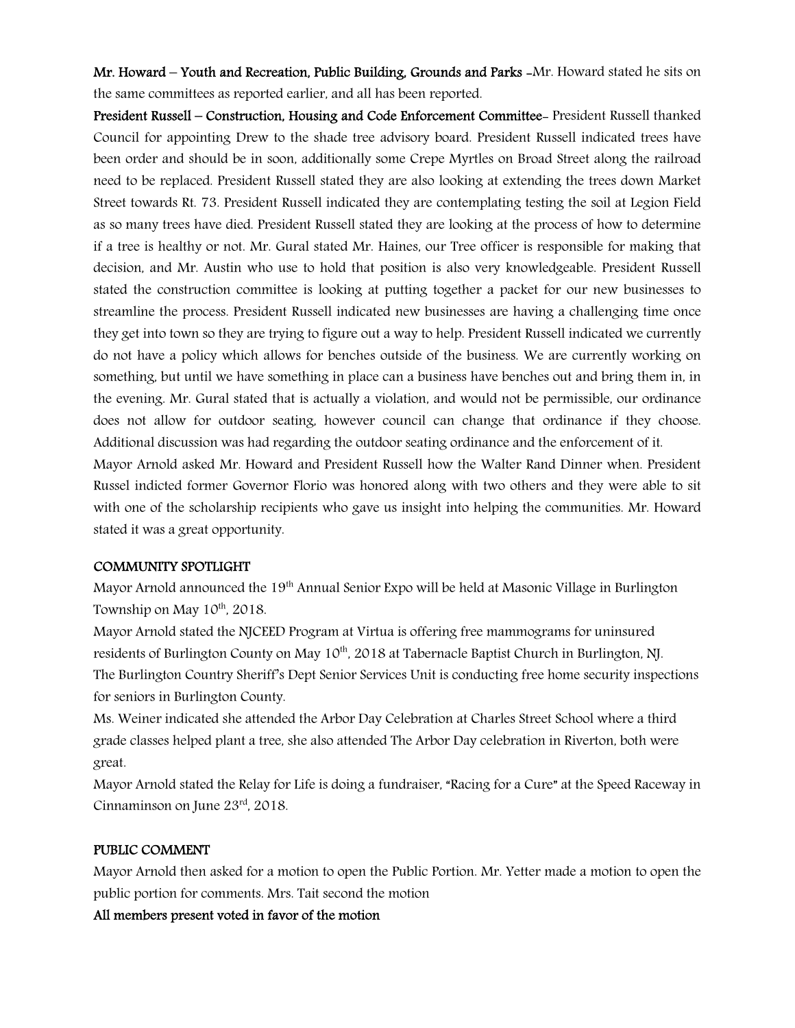**Mr. Howard – Youth and Recreation, Public Building, Grounds and Parks** -Mr. Howard stated he sits on the same committees as reported earlier, and all has been reported.

**President Russell – Construction, Housing and Code Enforcement Committee**- President Russell thanked Council for appointing Drew to the shade tree advisory board. President Russell indicated trees have been order and should be in soon, additionally some Crepe Myrtles on Broad Street along the railroad need to be replaced. President Russell stated they are also looking at extending the trees down Market Street towards Rt. 73. President Russell indicated they are contemplating testing the soil at Legion Field as so many trees have died. President Russell stated they are looking at the process of how to determine if a tree is healthy or not. Mr. Gural stated Mr. Haines, our Tree officer is responsible for making that decision, and Mr. Austin who use to hold that position is also very knowledgeable. President Russell stated the construction committee is looking at putting together a packet for our new businesses to streamline the process. President Russell indicated new businesses are having a challenging time once they get into town so they are trying to figure out a way to help. President Russell indicated we currently do not have a policy which allows for benches outside of the business. We are currently working on something, but until we have something in place can a business have benches out and bring them in, in the evening. Mr. Gural stated that is actually a violation, and would not be permissible, our ordinance does not allow for outdoor seating, however council can change that ordinance if they choose. Additional discussion was had regarding the outdoor seating ordinance and the enforcement of it.

Mayor Arnold asked Mr. Howard and President Russell how the Walter Rand Dinner when. President Russel indicted former Governor Florio was honored along with two others and they were able to sit with one of the scholarship recipients who gave us insight into helping the communities. Mr. Howard stated it was a great opportunity.

**COMMUNITY SPOTLIGHT**

Mayor Arnold announced the 19th Annual Senior Expo will be held at Masonic Village in Burlington Township on May 10th, 2018.

Mayor Arnold stated the NJCEED Program at Virtua is offering free mammograms for uninsured residents of Burlington County on May 10th, 2018 at Tabernacle Baptist Church in Burlington, NJ.

The Burlington Country Sheriff's Dept Senior Services Unit is conducting free home security inspections for seniors in Burlington County.

Ms. Weiner indicated she attended the Arbor Day Celebration at Charles Street School where a third grade classes helped plant a tree, she also attended The Arbor Day celebration in Riverton, both were great.

Mayor Arnold stated the Relay for Life is doing a fundraiser, "Racing for a Cure" at the Speed Raceway in Cinnaminson on June 23rd, 2018.

**PUBLIC COMMENT**

Mayor Arnold then asked for a motion to open the Public Portion. Mr. Yetter made a motion to open the public portion for comments. Mrs. Tait second the motion

**All members present voted in favor of the motion**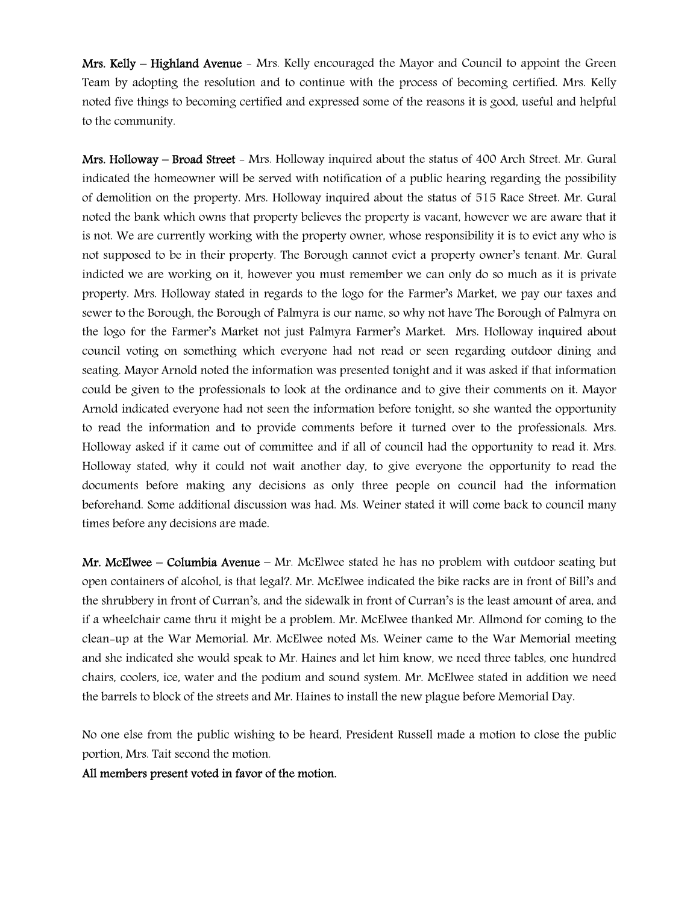**Mrs. Kelly – Highland Avenue** - Mrs. Kelly encouraged the Mayor and Council to appoint the Green Team by adopting the resolution and to continue with the process of becoming certified. Mrs. Kelly noted five things to becoming certified and expressed some of the reasons it is good, useful and helpful to the community.

**Mrs. Holloway – Broad Street** - Mrs. Holloway inquired about the status of 400 Arch Street. Mr. Gural indicated the homeowner will be served with notification of a public hearing regarding the possibility of demolition on the property. Mrs. Holloway inquired about the status of 515 Race Street. Mr. Gural noted the bank which owns that property believes the property is vacant, however we are aware that it is not. We are currently working with the property owner, whose responsibility it is to evict any who is not supposed to be in their property. The Borough cannot evict a property owner's tenant. Mr. Gural indicted we are working on it, however you must remember we can only do so much as it is private property. Mrs. Holloway stated in regards to the logo for the Farmer's Market, we pay our taxes and sewer to the Borough, the Borough of Palmyra is our name, so why not have The Borough of Palmyra on the logo for the Farmer's Market not just Palmyra Farmer's Market. Mrs. Holloway inquired about council voting on something which everyone had not read or seen regarding outdoor dining and seating. Mayor Arnold noted the information was presented tonight and it was asked if that information could be given to the professionals to look at the ordinance and to give their comments on it. Mayor Arnold indicated everyone had not seen the information before tonight, so she wanted the opportunity to read the information and to provide comments before it turned over to the professionals. Mrs. Holloway asked if it came out of committee and if all of council had the opportunity to read it. Mrs. Holloway stated, why it could not wait another day, to give everyone the opportunity to read the documents before making any decisions as only three people on council had the information beforehand. Some additional discussion was had. Ms. Weiner stated it will come back to council many times before any decisions are made.

**Mr. McElwee – Columbia Avenue** – Mr. McElwee stated he has no problem with outdoor seating but open containers of alcohol, is that legal?. Mr. McElwee indicated the bike racks are in front of Bill's and the shrubbery in front of Curran's, and the sidewalk in front of Curran's is the least amount of area, and if a wheelchair came thru it might be a problem. Mr. McElwee thanked Mr. Allmond for coming to the clean-up at the War Memorial. Mr. McElwee noted Ms. Weiner came to the War Memorial meeting and she indicated she would speak to Mr. Haines and let him know, we need three tables, one hundred chairs, coolers, ice, water and the podium and sound system. Mr. McElwee stated in addition we need the barrels to block of the streets and Mr. Haines to install the new plague before Memorial Day.

No one else from the public wishing to be heard, President Russell made a motion to close the public portion, Mrs. Tait second the motion.

**All members present voted in favor of the motion.**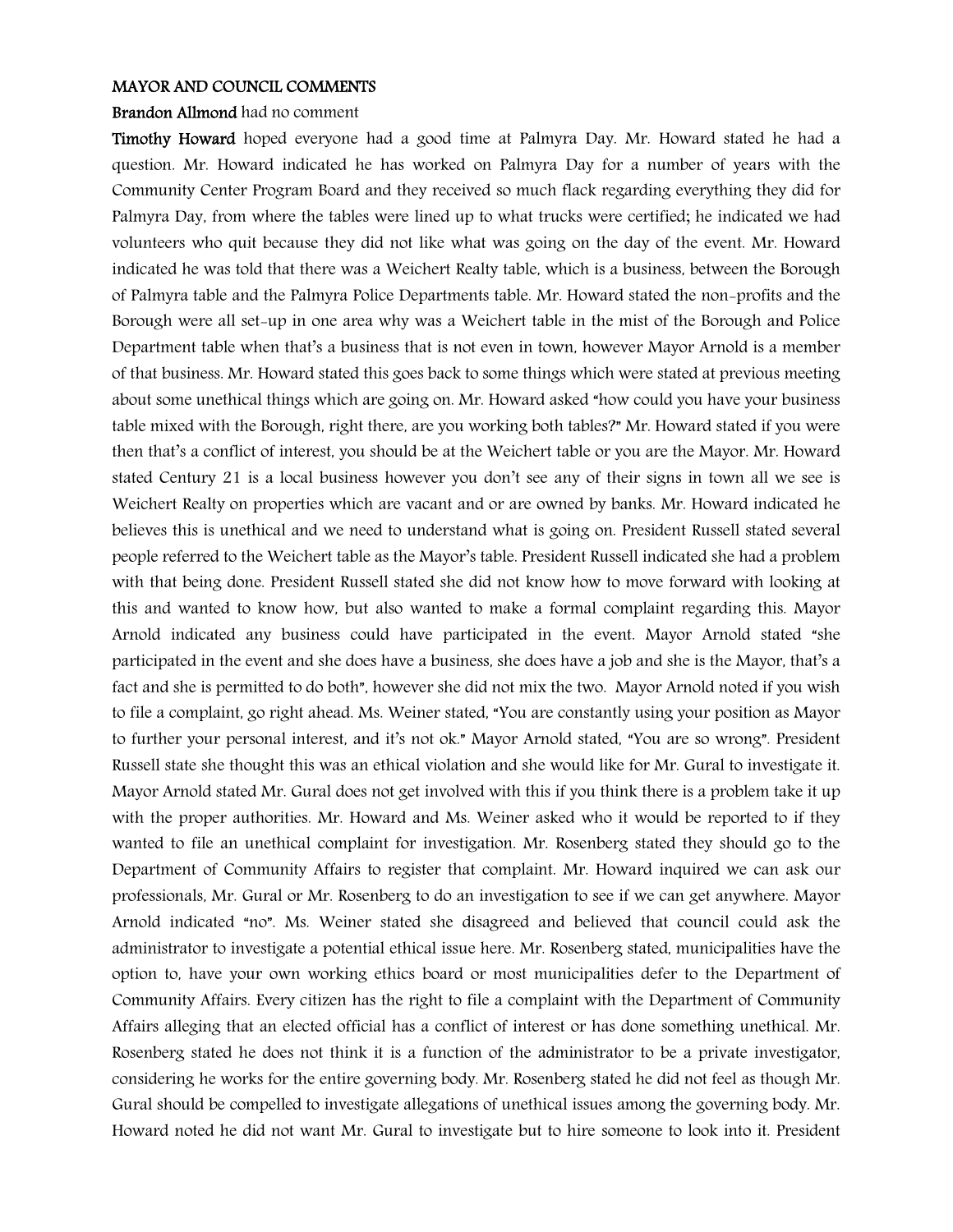**MAYOR AND COUNCIL COMMENTS**

**Brandon Allmond** had no comment

**Timothy Howard** hoped everyone had a good time at Palmyra Day. Mr. Howard stated he had a question. Mr. Howard indicated he has worked on Palmyra Day for a number of years with the Community Center Program Board and they received so much flack regarding everything they did for Palmyra Day, from where the tables were lined up to what trucks were certified; he indicated we had volunteers who quit because they did not like what was going on the day of the event. Mr. Howard indicated he was told that there was a Weichert Realty table, which is a business, between the Borough of Palmyra table and the Palmyra Police Departments table. Mr. Howard stated the non-profits and the Borough were all set-up in one area why was a Weichert table in the mist of the Borough and Police Department table when that's a business that is not even in town, however Mayor Arnold is a member of that business. Mr. Howard stated this goes back to some things which were stated at previous meeting about some unethical things which are going on. Mr. Howard asked "how could you have your business table mixed with the Borough, right there, are you working both tables?" Mr. Howard stated if you were then that's a conflict of interest, you should be at the Weichert table or you are the Mayor. Mr. Howard stated Century 21 is a local business however you don't see any of their signs in town all we see is Weichert Realty on properties which are vacant and or are owned by banks. Mr. Howard indicated he believes this is unethical and we need to understand what is going on. President Russell stated several people referred to the Weichert table as the Mayor's table. President Russell indicated she had a problem with that being done. President Russell stated she did not know how to move forward with looking at this and wanted to know how, but also wanted to make a formal complaint regarding this. Mayor Arnold indicated any business could have participated in the event. Mayor Arnold stated "she participated in the event and she does have a business, she does have a job and she is the Mayor, that's a fact and she is permitted to do both", however she did not mix the two. Mayor Arnold noted if you wish to file a complaint, go right ahead. Ms. Weiner stated, "You are constantly using your position as Mayor to further your personal interest, and it's not ok." Mayor Arnold stated, "You are so wrong". President Russell state she thought this was an ethical violation and she would like for Mr. Gural to investigate it. Mayor Arnold stated Mr. Gural does not get involved with this if you think there is a problem take it up with the proper authorities. Mr. Howard and Ms. Weiner asked who it would be reported to if they wanted to file an unethical complaint for investigation. Mr. Rosenberg stated they should go to the Department of Community Affairs to register that complaint. Mr. Howard inquired we can ask our professionals, Mr. Gural or Mr. Rosenberg to do an investigation to see if we can get anywhere. Mayor Arnold indicated "no". Ms. Weiner stated she disagreed and believed that council could ask the administrator to investigate a potential ethical issue here. Mr. Rosenberg stated, municipalities have the option to, have your own working ethics board or most municipalities defer to the Department of Community Affairs. Every citizen has the right to file a complaint with the Department of Community Affairs alleging that an elected official has a conflict of interest or has done something unethical. Mr. Rosenberg stated he does not think it is a function of the administrator to be a private investigator, considering he works for the entire governing body. Mr. Rosenberg stated he did not feel as though Mr. Gural should be compelled to investigate allegations of unethical issues among the governing body. Mr. Howard noted he did not want Mr. Gural to investigate but to hire someone to look into it. President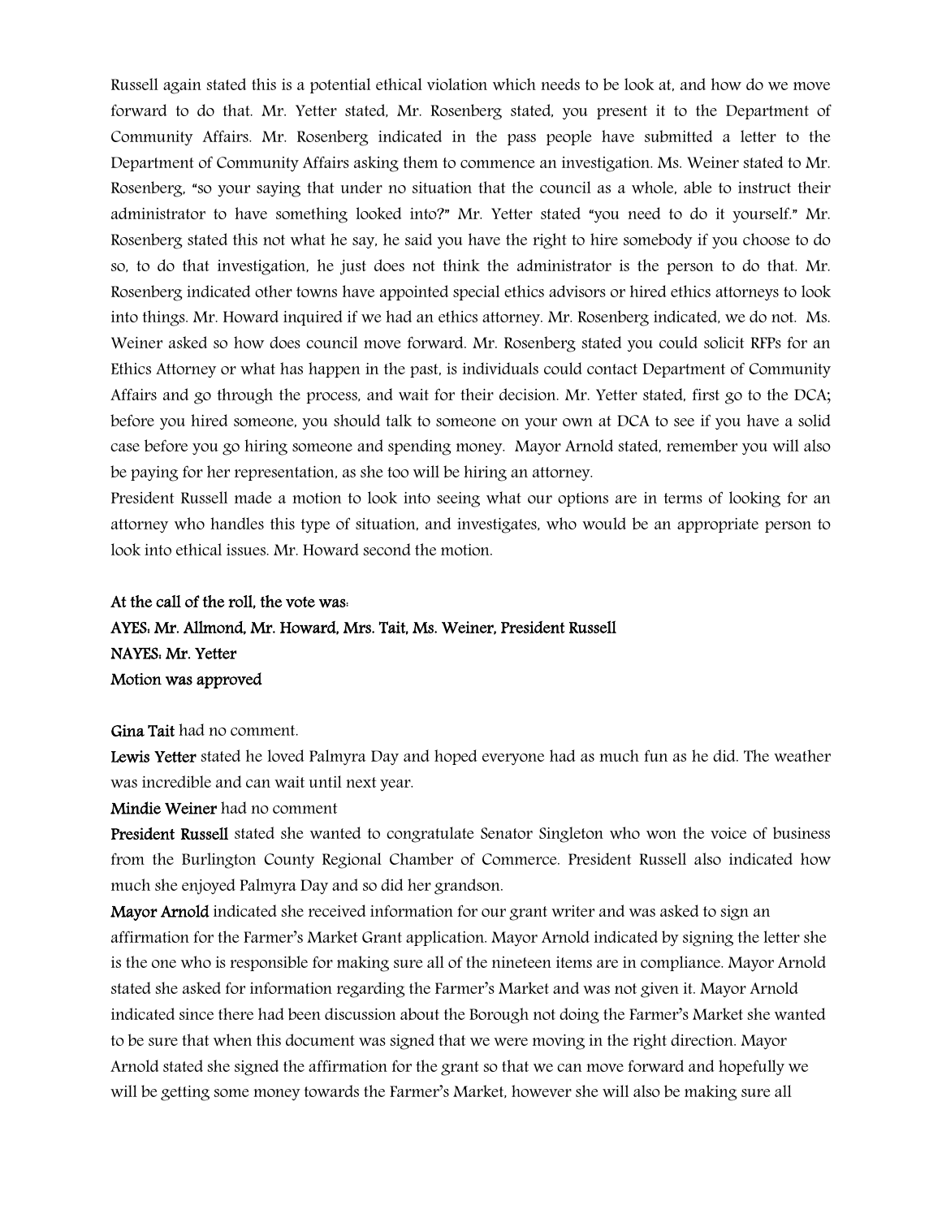Russell again stated this is a potential ethical violation which needs to be look at, and how do we move forward to do that. Mr. Yetter stated, Mr. Rosenberg stated, you present it to the Department of Community Affairs. Mr. Rosenberg indicated in the pass people have submitted a letter to the Department of Community Affairs asking them to commence an investigation. Ms. Weiner stated to Mr. Rosenberg, "so your saying that under no situation that the council as a whole, able to instruct their administrator to have something looked into?" Mr. Yetter stated "you need to do it yourself." Mr. Rosenberg stated this not what he say, he said you have the right to hire somebody if you choose to do so, to do that investigation, he just does not think the administrator is the person to do that. Mr. Rosenberg indicated other towns have appointed special ethics advisors or hired ethics attorneys to look into things. Mr. Howard inquired if we had an ethics attorney. Mr. Rosenberg indicated, we do not. Ms. Weiner asked so how does council move forward. Mr. Rosenberg stated you could solicit RFPs for an Ethics Attorney or what has happen in the past, is individuals could contact Department of Community Affairs and go through the process, and wait for their decision. Mr. Yetter stated, first go to the DCA; before you hired someone, you should talk to someone on your own at DCA to see if you have a solid case before you go hiring someone and spending money. Mayor Arnold stated, remember you will also be paying for her representation, as she too will be hiring an attorney.

President Russell made a motion to look into seeing what our options are in terms of looking for an attorney who handles this type of situation, and investigates, who would be an appropriate person to look into ethical issues. Mr. Howard second the motion.

**At the call of the roll, the vote was:**
**AYES: Mr. Allmond, Mr. Howard, Mrs. Tait, Ms. Weiner, President Russell**
**NAYES: Mr. Yetter**
**Motion was approved**

**Gina Tait** had no comment.

**Lewis Yetter** stated he loved Palmyra Day and hoped everyone had as much fun as he did. The weather was incredible and can wait until next year.

**Mindie Weiner** had no comment

**President Russell** stated she wanted to congratulate Senator Singleton who won the voice of business from the Burlington County Regional Chamber of Commerce. President Russell also indicated how much she enjoyed Palmyra Day and so did her grandson.

**Mayor Arnold** indicated she received information for our grant writer and was asked to sign an affirmation for the Farmer's Market Grant application. Mayor Arnold indicated by signing the letter she is the one who is responsible for making sure all of the nineteen items are in compliance. Mayor Arnold stated she asked for information regarding the Farmer's Market and was not given it. Mayor Arnold indicated since there had been discussion about the Borough not doing the Farmer's Market she wanted to be sure that when this document was signed that we were moving in the right direction. Mayor Arnold stated she signed the affirmation for the grant so that we can move forward and hopefully we will be getting some money towards the Farmer's Market, however she will also be making sure all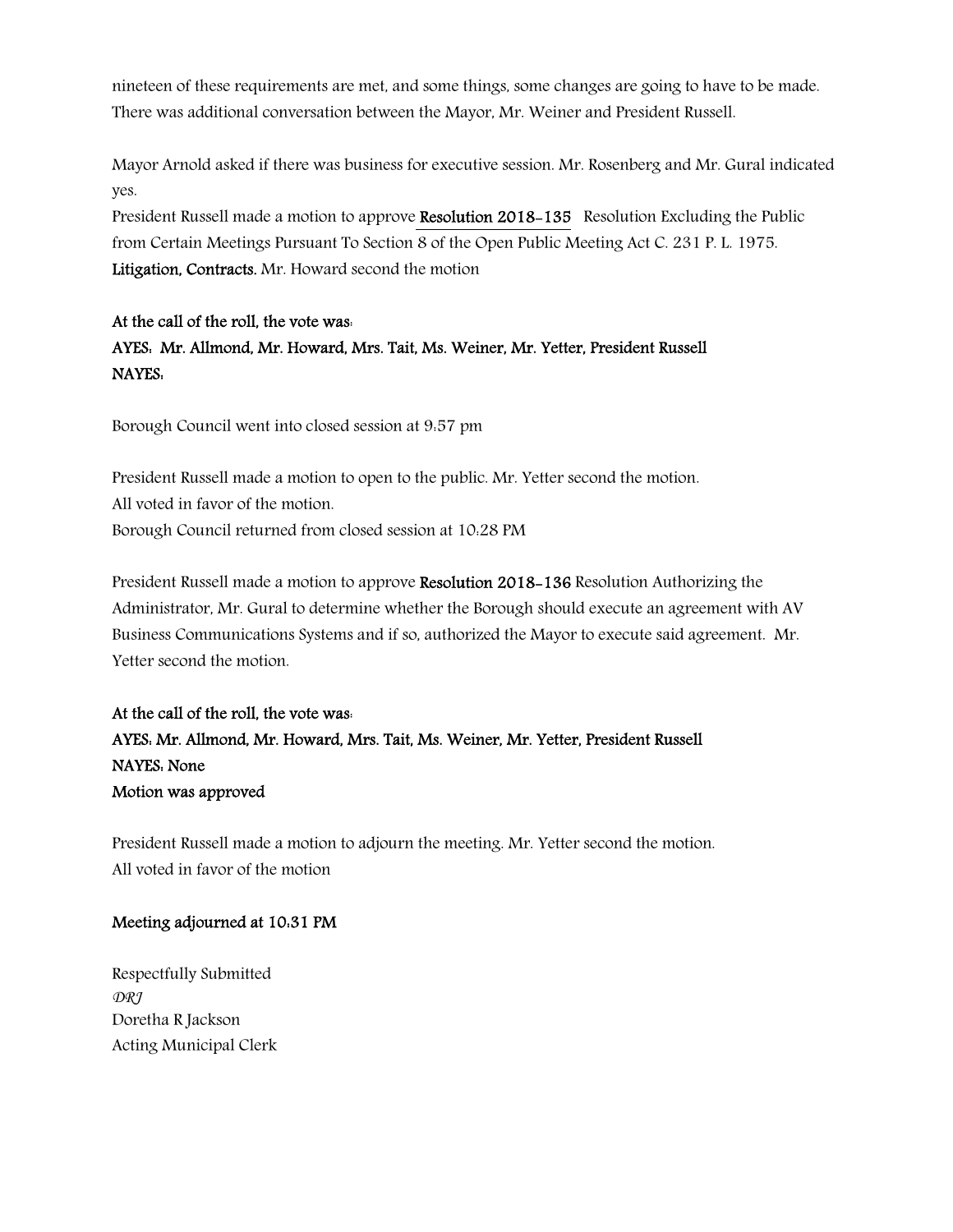nineteen of these requirements are met, and some things, some changes are going to have to be made. There was additional conversation between the Mayor, Mr. Weiner and President Russell.

Mayor Arnold asked if there was business for executive session. Mr. Rosenberg and Mr. Gural indicated yes.

President Russell made a motion to approve **Resolution 2018-135** Resolution Excluding the Public from Certain Meetings Pursuant To Section 8 of the Open Public Meeting Act C. 231 P. L. 1975. **Litigation, Contracts.** Mr. Howard second the motion

**At the call of the roll, the vote was:**
**AYES: Mr. Allmond, Mr. Howard, Mrs. Tait, Ms. Weiner, Mr. Yetter, President Russell**
**NAYES:**

Borough Council went into closed session at 9:57 pm

President Russell made a motion to open to the public. Mr. Yetter second the motion.
All voted in favor of the motion.
Borough Council returned from closed session at 10:28 PM

President Russell made a motion to approve **Resolution 2018-136** Resolution Authorizing the Administrator, Mr. Gural to determine whether the Borough should execute an agreement with AV Business Communications Systems and if so, authorized the Mayor to execute said agreement. Mr. Yetter second the motion.

**At the call of the roll, the vote was:**
**AYES: Mr. Allmond, Mr. Howard, Mrs. Tait, Ms. Weiner, Mr. Yetter, President Russell**
**NAYES: None**
**Motion was approved**

President Russell made a motion to adjourn the meeting. Mr. Yetter second the motion.
All voted in favor of the motion

**Meeting adjourned at 10:31 PM**

Respectfully Submitted
*DRJ*
Doretha R Jackson
Acting Municipal Clerk